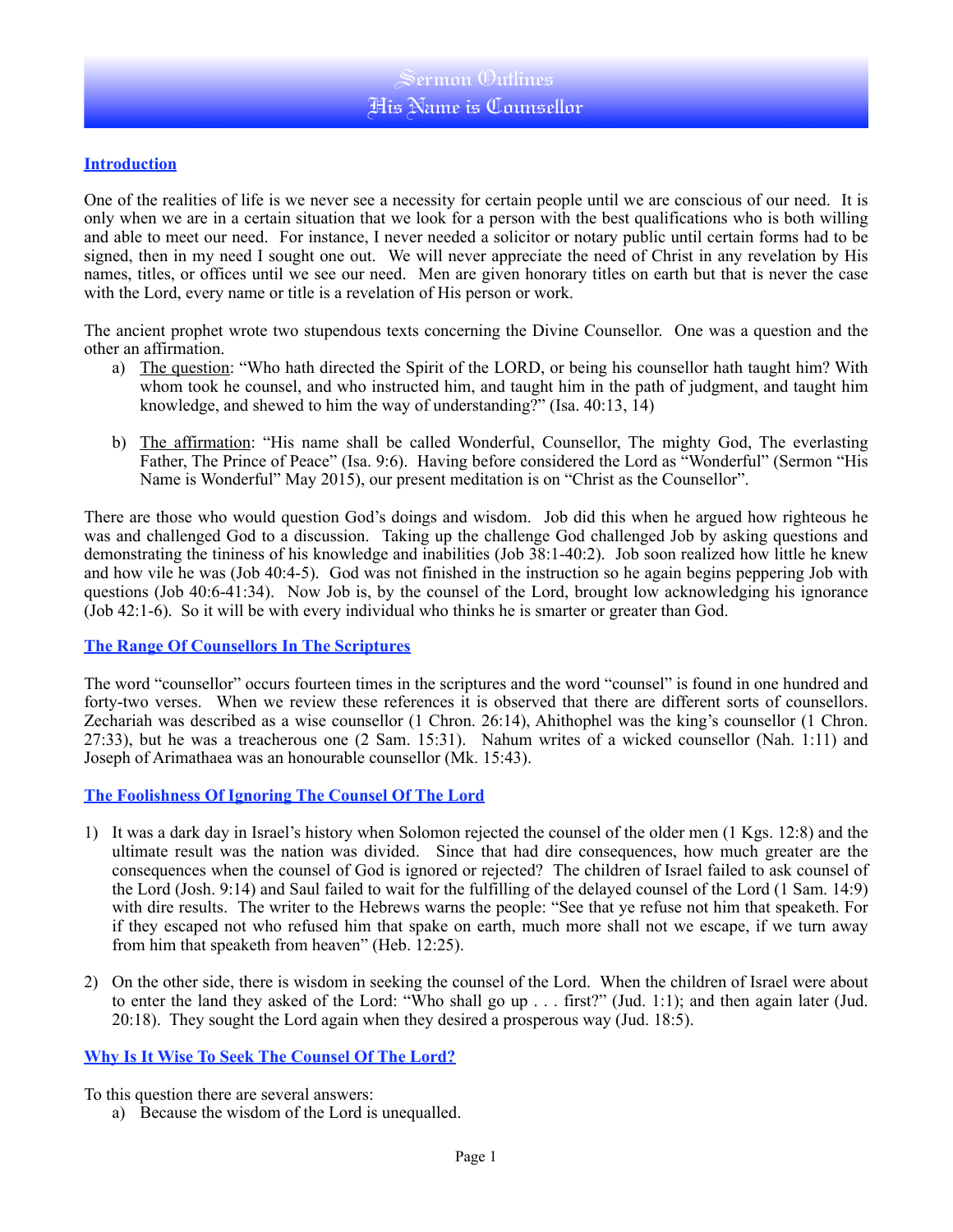# Sermon Outlines
# His Name is Counsellor

## Introduction

One of the realities of life is we never see a necessity for certain people until we are conscious of our need. It is only when we are in a certain situation that we look for a person with the best qualifications who is both willing and able to meet our need. For instance, I never needed a solicitor or notary public until certain forms had to be signed, then in my need I sought one out. We will never appreciate the need of Christ in any revelation by His names, titles, or offices until we see our need. Men are given honorary titles on earth but that is never the case with the Lord, every name or title is a revelation of His person or work.

The ancient prophet wrote two stupendous texts concerning the Divine Counsellor. One was a question and the other an affirmation.

a) The question: "Who hath directed the Spirit of the LORD, or being his counsellor hath taught him? With whom took he counsel, and who instructed him, and taught him in the path of judgment, and taught him knowledge, and shewed to him the way of understanding?" (Isa. 40:13, 14)

b) The affirmation: "His name shall be called Wonderful, Counsellor, The mighty God, The everlasting Father, The Prince of Peace" (Isa. 9:6). Having before considered the Lord as "Wonderful" (Sermon "His Name is Wonderful" May 2015), our present meditation is on "Christ as the Counsellor".

There are those who would question God's doings and wisdom. Job did this when he argued how righteous he was and challenged God to a discussion. Taking up the challenge God challenged Job by asking questions and demonstrating the tininess of his knowledge and inabilities (Job 38:1-40:2). Job soon realized how little he knew and how vile he was (Job 40:4-5). God was not finished in the instruction so he again begins peppering Job with questions (Job 40:6-41:34). Now Job is, by the counsel of the Lord, brought low acknowledging his ignorance (Job 42:1-6). So it will be with every individual who thinks he is smarter or greater than God.

## The Range Of Counsellors In The Scriptures

The word "counsellor" occurs fourteen times in the scriptures and the word "counsel" is found in one hundred and forty-two verses. When we review these references it is observed that there are different sorts of counsellors. Zechariah was described as a wise counsellor (1 Chron. 26:14), Ahithophel was the king's counsellor (1 Chron. 27:33), but he was a treacherous one (2 Sam. 15:31). Nahum writes of a wicked counsellor (Nah. 1:11) and Joseph of Arimathaea was an honourable counsellor (Mk. 15:43).

## The Foolishness Of Ignoring The Counsel Of The Lord

1) It was a dark day in Israel's history when Solomon rejected the counsel of the older men (1 Kgs. 12:8) and the ultimate result was the nation was divided. Since that had dire consequences, how much greater are the consequences when the counsel of God is ignored or rejected? The children of Israel failed to ask counsel of the Lord (Josh. 9:14) and Saul failed to wait for the fulfilling of the delayed counsel of the Lord (1 Sam. 14:9) with dire results. The writer to the Hebrews warns the people: "See that ye refuse not him that speaketh. For if they escaped not who refused him that spake on earth, much more shall not we escape, if we turn away from him that speaketh from heaven" (Heb. 12:25).

2) On the other side, there is wisdom in seeking the counsel of the Lord. When the children of Israel were about to enter the land they asked of the Lord: "Who shall go up . . . first?" (Jud. 1:1); and then again later (Jud. 20:18). They sought the Lord again when they desired a prosperous way (Jud. 18:5).

## Why Is It Wise To Seek The Counsel Of The Lord?

To this question there are several answers:

a) Because the wisdom of the Lord is unequalled.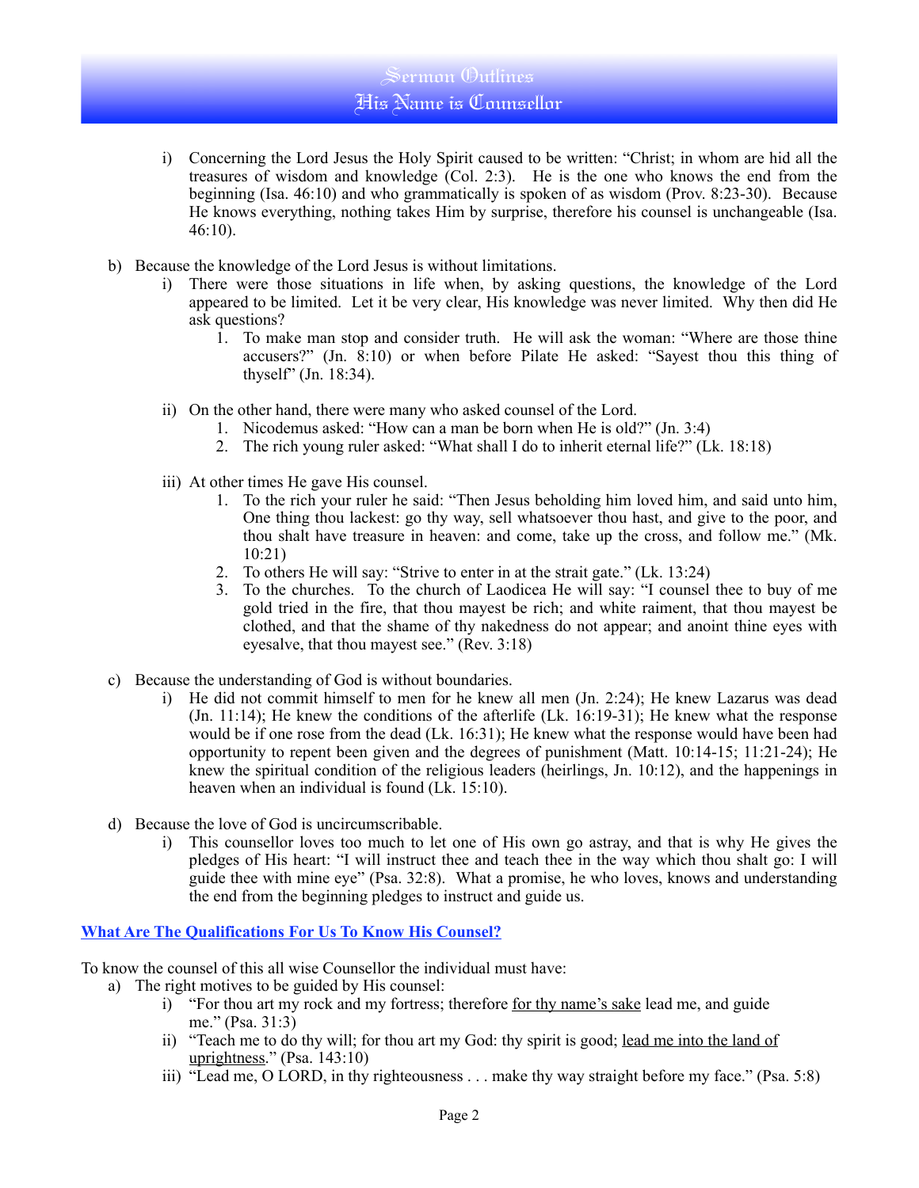i) Concerning the Lord Jesus the Holy Spirit caused to be written: "Christ; in whom are hid all the treasures of wisdom and knowledge (Col. 2:3). He is the one who knows the end from the beginning (Isa. 46:10) and who grammatically is spoken of as wisdom (Prov. 8:23-30). Because He knows everything, nothing takes Him by surprise, therefore his counsel is unchangeable (Isa. 46:10).

b) Because the knowledge of the Lord Jesus is without limitations.
   - i) There were those situations in life when, by asking questions, the knowledge of the Lord appeared to be limited. Let it be very clear, His knowledge was never limited. Why then did He ask questions?
     1. To make man stop and consider truth. He will ask the woman: "Where are those thine accusers?" (Jn. 8:10) or when before Pilate He asked: "Sayest thou this thing of thyself" (Jn. 18:34).
   - ii) On the other hand, there were many who asked counsel of the Lord.
     1. Nicodemus asked: "How can a man be born when He is old?" (Jn. 3:4)
     2. The rich young ruler asked: "What shall I do to inherit eternal life?" (Lk. 18:18)
   - iii) At other times He gave His counsel.
     1. To the rich your ruler he said: "Then Jesus beholding him loved him, and said unto him, One thing thou lackest: go thy way, sell whatsoever thou hast, and give to the poor, and thou shalt have treasure in heaven: and come, take up the cross, and follow me." (Mk. 10:21)
     2. To others He will say: "Strive to enter in at the strait gate." (Lk. 13:24)
     3. To the churches. To the church of Laodicea He will say: "I counsel thee to buy of me gold tried in the fire, that thou mayest be rich; and white raiment, that thou mayest be clothed, and that the shame of thy nakedness do not appear; and anoint thine eyes with eyesalve, that thou mayest see." (Rev. 3:18)

c) Because the understanding of God is without boundaries.
   - i) He did not commit himself to men for he knew all men (Jn. 2:24); He knew Lazarus was dead (Jn. 11:14); He knew the conditions of the afterlife (Lk. 16:19-31); He knew what the response would be if one rose from the dead (Lk. 16:31); He knew what the response would have been had opportunity to repent been given and the degrees of punishment (Matt. 10:14-15; 11:21-24); He knew the spiritual condition of the religious leaders (heirlings, Jn. 10:12), and the happenings in heaven when an individual is found (Lk. 15:10).

d) Because the love of God is uncircumscribable.
   - i) This counsellor loves too much to let one of His own go astray, and that is why He gives the pledges of His heart: "I will instruct thee and teach thee in the way which thou shalt go: I will guide thee with mine eye" (Psa. 32:8). What a promise, he who loves, knows and understanding the end from the beginning pledges to instruct and guide us.

## What Are The Qualifications For Us To Know His Counsel?

To know the counsel of this all wise Counsellor the individual must have:

a) The right motives to be guided by His counsel:
   - i) "For thou art my rock and my fortress; therefore <u>for thy name's sake</u> lead me, and guide me." (Psa. 31:3)
   - ii) "Teach me to do thy will; for thou art my God: thy spirit is good; <u>lead me into the land of uprightness</u>." (Psa. 143:10)
   - iii) "Lead me, O LORD, in thy righteousness . . . make thy way straight before my face." (Psa. 5:8)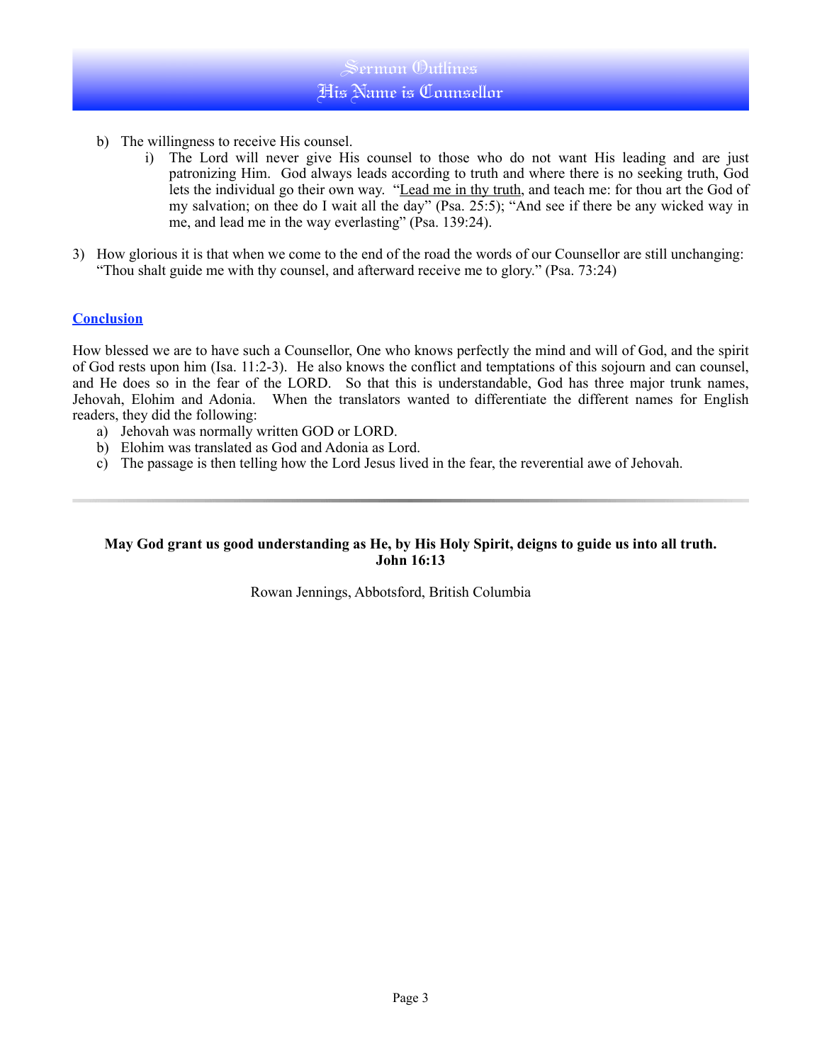b) The willingness to receive His counsel.
   - i) The Lord will never give His counsel to those who do not want His leading and are just patronizing Him. God always leads according to truth and where there is no seeking truth, God lets the individual go their own way. "<u>Lead me in thy truth</u>, and teach me: for thou art the God of my salvation; on thee do I wait all the day" (Psa. 25:5); "And see if there be any wicked way in me, and lead me in the way everlasting" (Psa. 139:24).

3) How glorious it is that when we come to the end of the road the words of our Counsellor are still unchanging: "Thou shalt guide me with thy counsel, and afterward receive me to glory." (Psa. 73:24)

## Conclusion

How blessed we are to have such a Counsellor, One who knows perfectly the mind and will of God, and the spirit of God rests upon him (Isa. 11:2-3). He also knows the conflict and temptations of this sojourn and can counsel, and He does so in the fear of the LORD. So that this is understandable, God has three major trunk names, Jehovah, Elohim and Adonia. When the translators wanted to differentiate the different names for English readers, they did the following:

a) Jehovah was normally written GOD or LORD.
b) Elohim was translated as God and Adonia as Lord.
c) The passage is then telling how the Lord Jesus lived in the fear, the reverential awe of Jehovah.

---

**May God grant us good understanding as He, by His Holy Spirit, deigns to guide us into all truth. John 16:13**

Rowan Jennings, Abbotsford, British Columbia